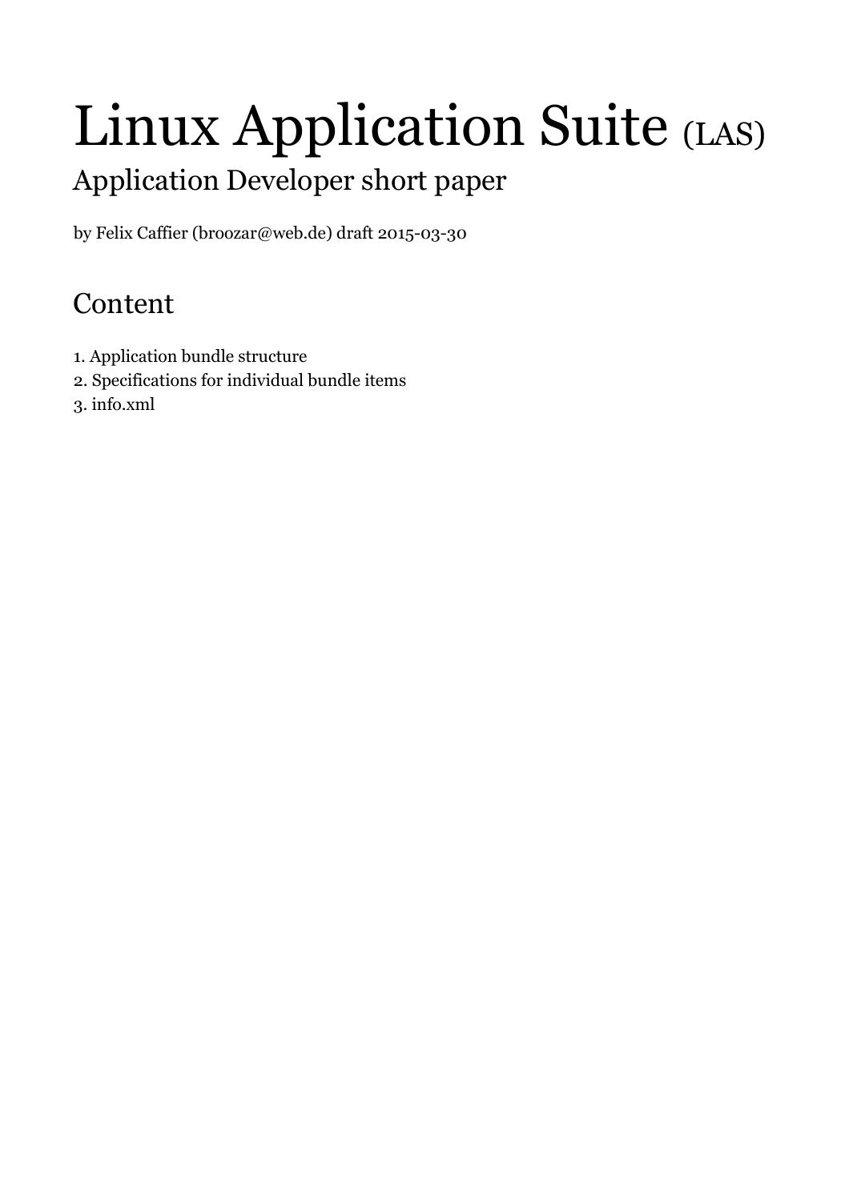# Linux Application Suite (LAS)

## Application Developer short paper

by Felix Caffier (broozar@web.de) draft 2015-03-30

## Content

1. Application bundle structure
2. Specifications for individual bundle items
3. info.xml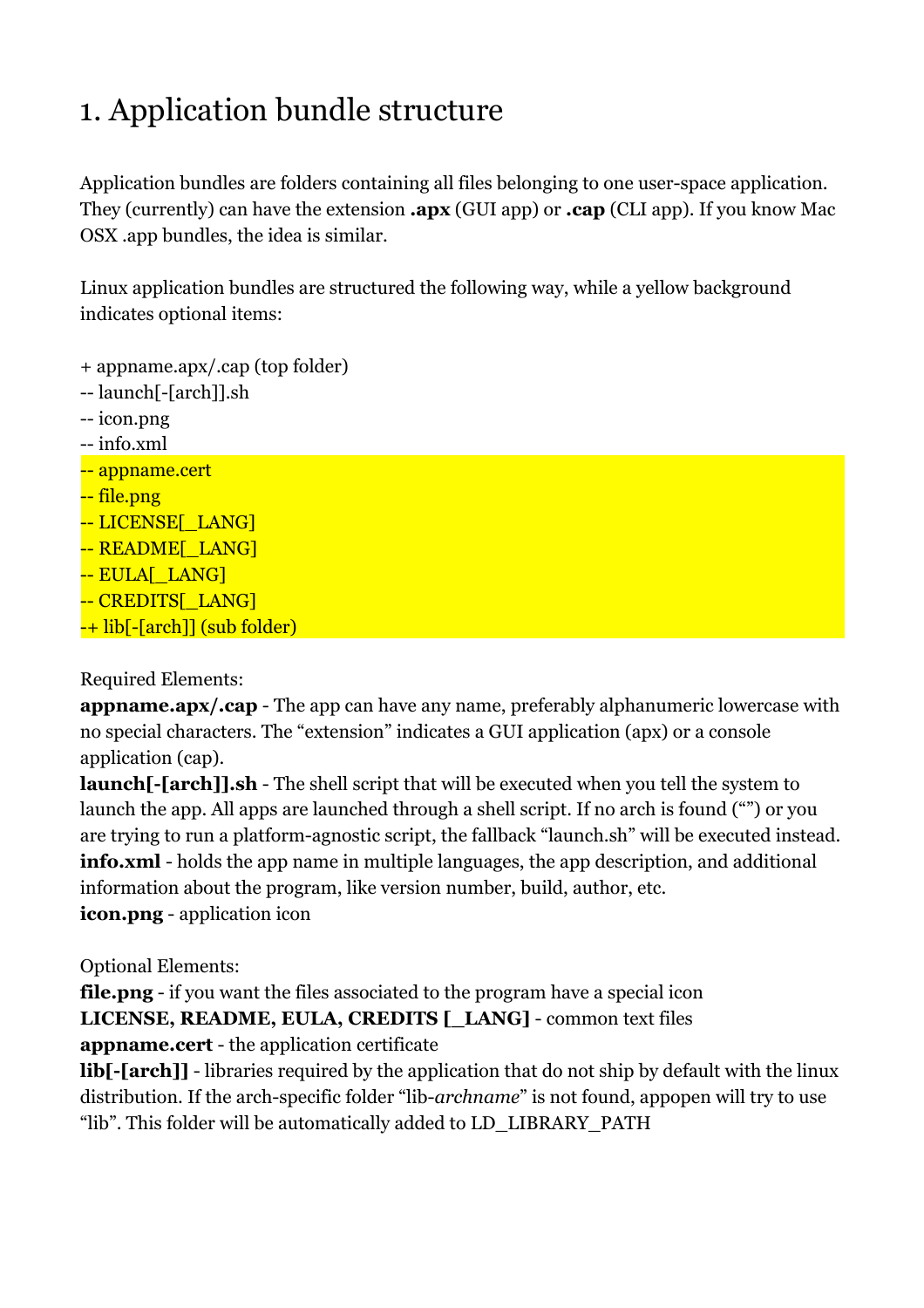# 1. Application bundle structure

Application bundles are folders containing all files belonging to one user-space application. They (currently) can have the extension **.apx** (GUI app) or **.cap** (CLI app). If you know Mac OSX .app bundles, the idea is similar.

Linux application bundles are structured the following way, while a yellow background indicates optional items:

+ appname.apx/.cap (top folder)
-- launch[-[arch]].sh
-- icon.png
-- info.xml
-- appname.cert
-- file.png
-- LICENSE[_LANG]
-- README[_LANG]
-- EULA[_LANG]
-- CREDITS[_LANG]
-+ lib[-[arch]] (sub folder)

Required Elements:
**appname.apx/.cap** - The app can have any name, preferably alphanumeric lowercase with no special characters. The "extension" indicates a GUI application (apx) or a console application (cap).
**launch[-[arch]].sh** - The shell script that will be executed when you tell the system to launch the app. All apps are launched through a shell script. If no arch is found ("") or you are trying to run a platform-agnostic script, the fallback "launch.sh" will be executed instead.
**info.xml** - holds the app name in multiple languages, the app description, and additional information about the program, like version number, build, author, etc.
**icon.png** - application icon

Optional Elements:
**file.png** - if you want the files associated to the program have a special icon
**LICENSE, README, EULA, CREDITS [_LANG]** - common text files
**appname.cert** - the application certificate
**lib[-[arch]]** - libraries required by the application that do not ship by default with the linux distribution. If the arch-specific folder "lib-*archname*" is not found, appopen will try to use "lib". This folder will be automatically added to LD_LIBRARY_PATH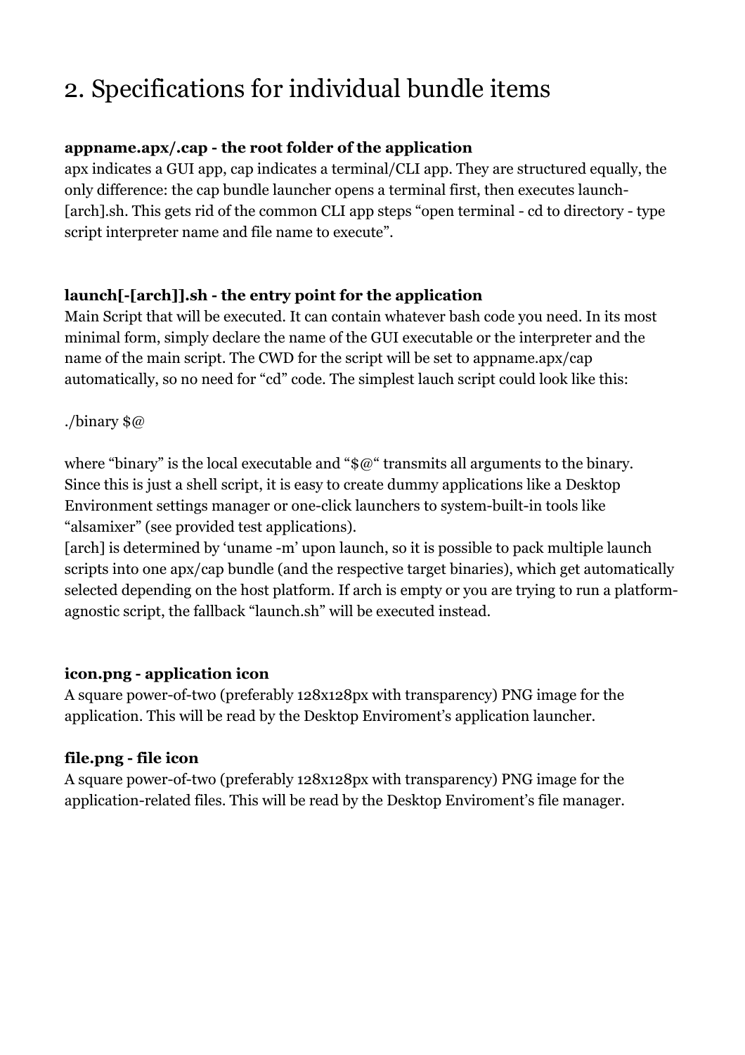# 2. Specifications for individual bundle items

**appname.apx/.cap - the root folder of the application**

apx indicates a GUI app, cap indicates a terminal/CLI app. They are structured equally, the only difference: the cap bundle launcher opens a terminal first, then executes launch-[arch].sh. This gets rid of the common CLI app steps "open terminal - cd to directory - type script interpreter name and file name to execute".

**launch[-[arch]].sh - the entry point for the application**

Main Script that will be executed. It can contain whatever bash code you need. In its most minimal form, simply declare the name of the GUI executable or the interpreter and the name of the main script. The CWD for the script will be set to appname.apx/cap automatically, so no need for "cd" code. The simplest lauch script could look like this:

```
./binary $@
```

where "binary" is the local executable and "$@" transmits all arguments to the binary. Since this is just a shell script, it is easy to create dummy applications like a Desktop Environment settings manager or one-click launchers to system-built-in tools like "alsamixer" (see provided test applications).

[arch] is determined by 'uname -m' upon launch, so it is possible to pack multiple launch scripts into one apx/cap bundle (and the respective target binaries), which get automatically selected depending on the host platform. If arch is empty or you are trying to run a platform-agnostic script, the fallback "launch.sh" will be executed instead.

**icon.png - application icon**

A square power-of-two (preferably 128x128px with transparency) PNG image for the application. This will be read by the Desktop Enviroment's application launcher.

**file.png - file icon**

A square power-of-two (preferably 128x128px with transparency) PNG image for the application-related files. This will be read by the Desktop Enviroment's file manager.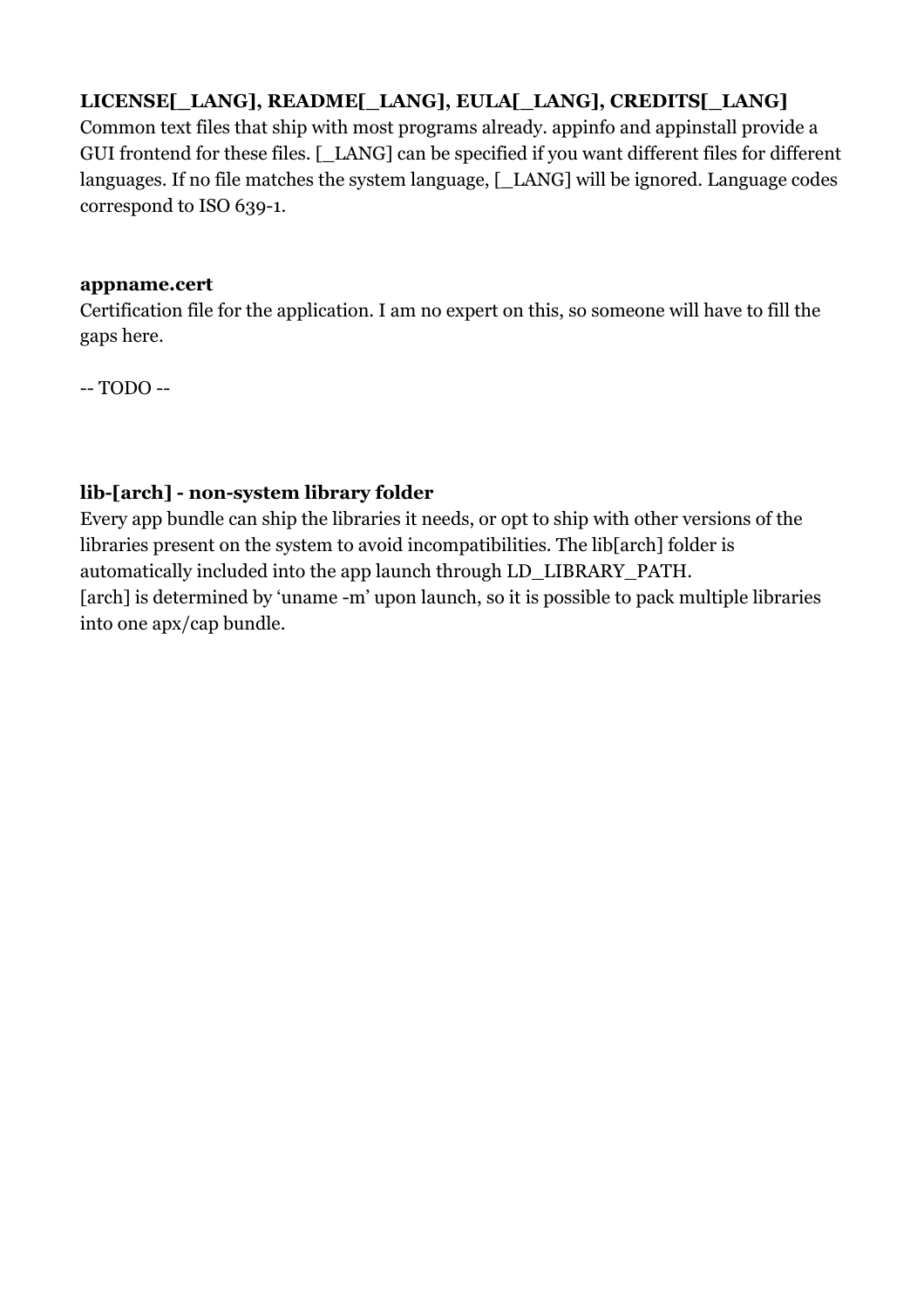**LICENSE[_LANG], README[_LANG], EULA[_LANG], CREDITS[_LANG]**
Common text files that ship with most programs already. appinfo and appinstall provide a GUI frontend for these files. [_LANG] can be specified if you want different files for different languages. If no file matches the system language, [_LANG] will be ignored. Language codes correspond to ISO 639-1.

**appname.cert**
Certification file for the application. I am no expert on this, so someone will have to fill the gaps here.

-- TODO --

**lib-[arch] - non-system library folder**
Every app bundle can ship the libraries it needs, or opt to ship with other versions of the libraries present on the system to avoid incompatibilities. The lib[arch] folder is automatically included into the app launch through LD_LIBRARY_PATH.
[arch] is determined by 'uname -m' upon launch, so it is possible to pack multiple libraries into one apx/cap bundle.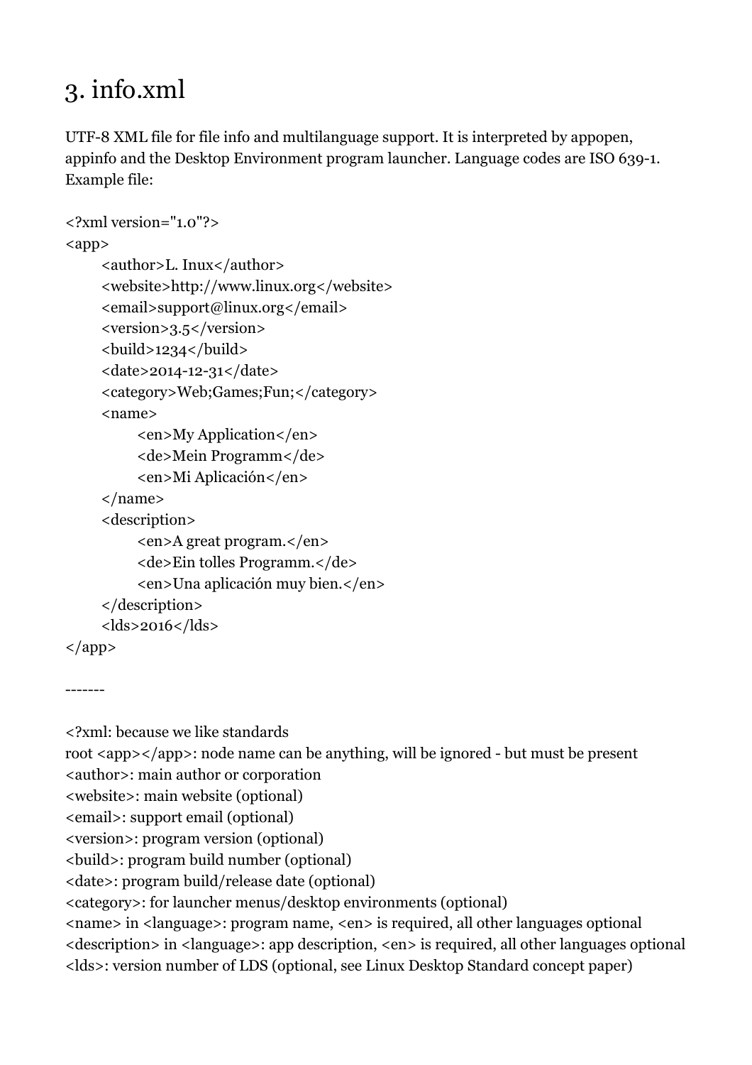# 3. info.xml

UTF-8 XML file for file info and multilanguage support. It is interpreted by appopen, appinfo and the Desktop Environment program launcher. Language codes are ISO 639-1. Example file:

```
<?xml version="1.0"?>
<app>
	<author>L. Inux</author>
	<website>http://www.linux.org</website>
	<email>support@linux.org</email>
	<version>3.5</version>
	<build>1234</build>
	<date>2014-12-31</date>
	<category>Web;Games;Fun;</category>
	<name>
		<en>My Application</en>
		<de>Mein Programm</de>
		<en>Mi Aplicación</en>
	</name>
	<description>
		<en>A great program.</en>
		<de>Ein tolles Programm.</de>
		<en>Una aplicación muy bien.</en>
	</description>
	<lds>2016</lds>
</app>
```

-------

<?xml: because we like standards
root <app></app>: node name can be anything, will be ignored - but must be present
<author>: main author or corporation
<website>: main website (optional)
<email>: support email (optional)
<version>: program version (optional)
<build>: program build number (optional)
<date>: program build/release date (optional)
<category>: for launcher menus/desktop environments (optional)
<name> in <language>: program name, <en> is required, all other languages optional
<description> in <language>: app description, <en> is required, all other languages optional
<lds>: version number of LDS (optional, see Linux Desktop Standard concept paper)